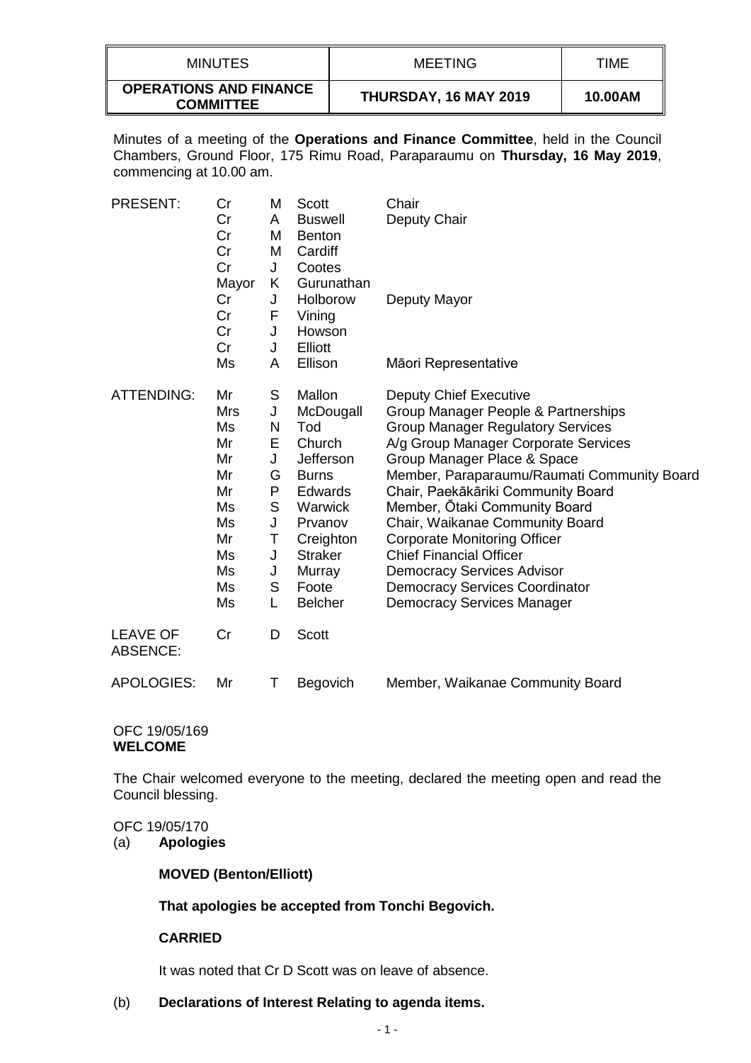| MINUTES | MEETING | TIME |
|---|---|---|
| **OPERATIONS AND FINANCE COMMITTEE** | **THURSDAY, 16 MAY 2019** | **10.00AM** |

Minutes of a meeting of the **Operations and Finance Committee**, held in the Council Chambers, Ground Floor, 175 Rimu Road, Paraparaumu on **Thursday, 16 May 2019**, commencing at 10.00 am.

| | | | | |
|---|---|---|---|---|
| PRESENT: | Cr | M | Scott | Chair |
| | Cr | A | Buswell | Deputy Chair |
| | Cr | M | Benton | |
| | Cr | M | Cardiff | |
| | Cr | J | Cootes | |
| | Mayor | K | Gurunathan | |
| | Cr | J | Holborow | Deputy Mayor |
| | Cr | F | Vining | |
| | Cr | J | Howson | |
| | Cr | J | Elliott | |
| | Ms | A | Ellison | Māori Representative |
| ATTENDING: | Mr | S | Mallon | Deputy Chief Executive |
| | Mrs | J | McDougall | Group Manager People & Partnerships |
| | Ms | N | Tod | Group Manager Regulatory Services |
| | Mr | E | Church | A/g Group Manager Corporate Services |
| | Mr | J | Jefferson | Group Manager Place & Space |
| | Mr | G | Burns | Member, Paraparaumu/Raumati Community Board |
| | Mr | P | Edwards | Chair, Paekākāriki Community Board |
| | Ms | S | Warwick | Member, Ōtaki Community Board |
| | Ms | J | Prvanov | Chair, Waikanae Community Board |
| | Mr | T | Creighton | Corporate Monitoring Officer |
| | Ms | J | Straker | Chief Financial Officer |
| | Ms | J | Murray | Democracy Services Advisor |
| | Ms | S | Foote | Democracy Services Coordinator |
| | Ms | L | Belcher | Democracy Services Manager |
| LEAVE OF ABSENCE: | Cr | D | Scott | |
| APOLOGIES: | Mr | T | Begovich | Member, Waikanae Community Board |

OFC 19/05/169
**WELCOME**

The Chair welcomed everyone to the meeting, declared the meeting open and read the Council blessing.

OFC 19/05/170
(a) **Apologies**

**MOVED (Benton/Elliott)**

**That apologies be accepted from Tonchi Begovich.**

**CARRIED**

It was noted that Cr D Scott was on leave of absence.

(b) **Declarations of Interest Relating to agenda items.**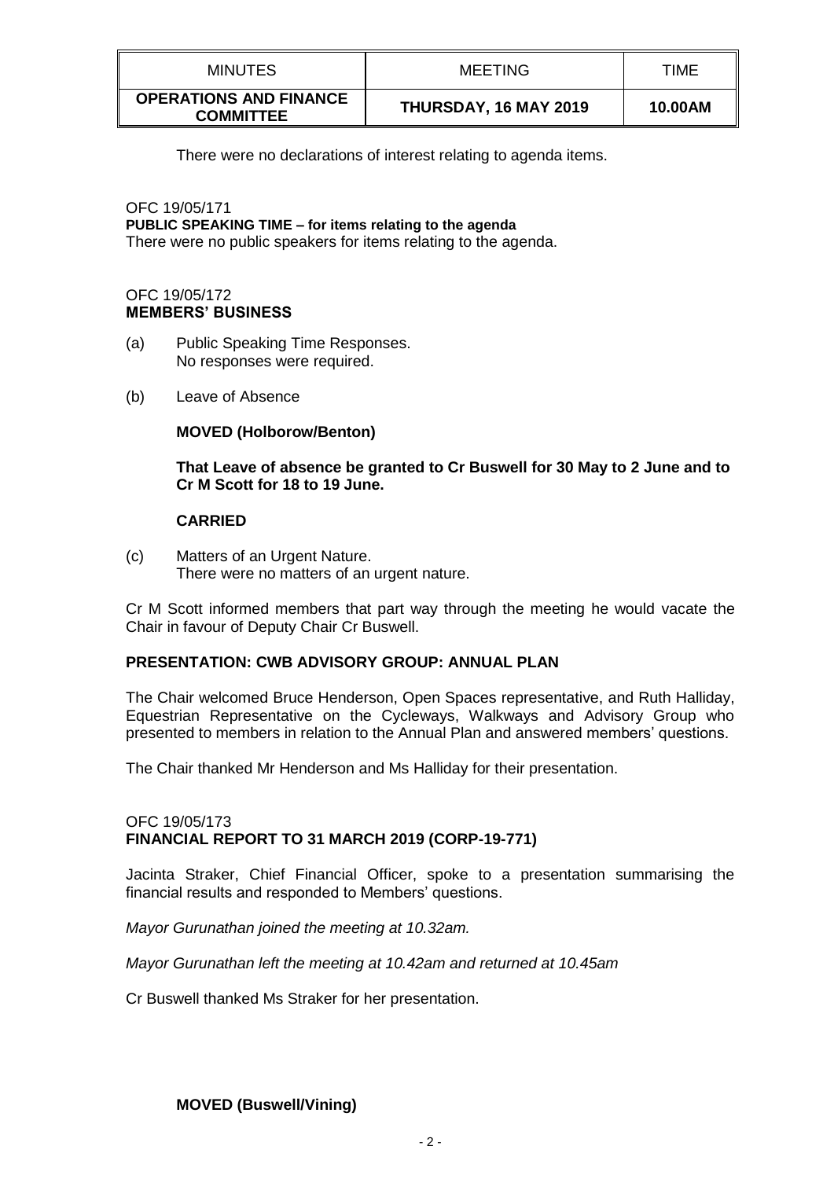There were no declarations of interest relating to agenda items.

OFC 19/05/171
**PUBLIC SPEAKING TIME – for items relating to the agenda**
There were no public speakers for items relating to the agenda.

OFC 19/05/172
**MEMBERS' BUSINESS**

(a) Public Speaking Time Responses.
No responses were required.

(b) Leave of Absence

**MOVED (Holborow/Benton)**

**That Leave of absence be granted to Cr Buswell for 30 May to 2 June and to Cr M Scott for 18 to 19 June.**

**CARRIED**

(c) Matters of an Urgent Nature.
There were no matters of an urgent nature.

Cr M Scott informed members that part way through the meeting he would vacate the Chair in favour of Deputy Chair Cr Buswell.

**PRESENTATION: CWB ADVISORY GROUP: ANNUAL PLAN**

The Chair welcomed Bruce Henderson, Open Spaces representative, and Ruth Halliday, Equestrian Representative on the Cycleways, Walkways and Advisory Group who presented to members in relation to the Annual Plan and answered members' questions.

The Chair thanked Mr Henderson and Ms Halliday for their presentation.

OFC 19/05/173
**FINANCIAL REPORT TO 31 MARCH 2019 (CORP-19-771)**

Jacinta Straker, Chief Financial Officer, spoke to a presentation summarising the financial results and responded to Members' questions.

*Mayor Gurunathan joined the meeting at 10.32am.*

*Mayor Gurunathan left the meeting at 10.42am and returned at 10.45am*

Cr Buswell thanked Ms Straker for her presentation.

**MOVED (Buswell/Vining)**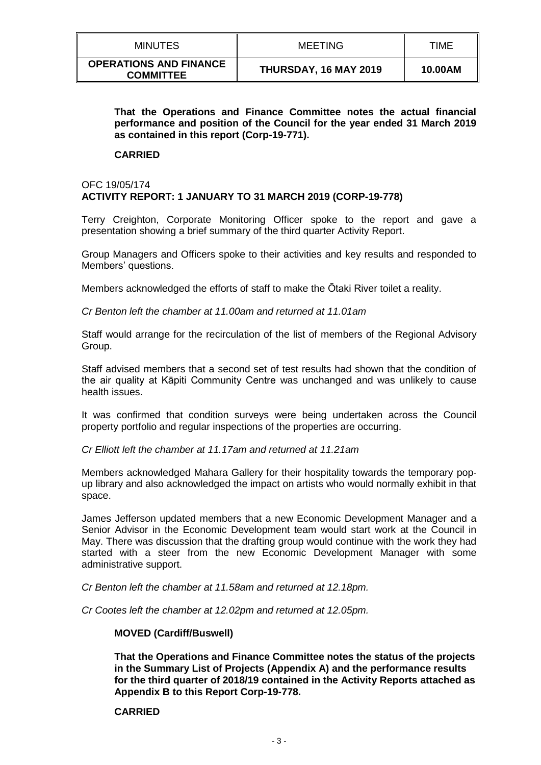**That the Operations and Finance Committee notes the actual financial performance and position of the Council for the year ended 31 March 2019 as contained in this report (Corp-19-771).**

**CARRIED**

OFC 19/05/174
**ACTIVITY REPORT: 1 JANUARY TO 31 MARCH 2019 (CORP-19-778)**

Terry Creighton, Corporate Monitoring Officer spoke to the report and gave a presentation showing a brief summary of the third quarter Activity Report.

Group Managers and Officers spoke to their activities and key results and responded to Members' questions.

Members acknowledged the efforts of staff to make the Ōtaki River toilet a reality.

*Cr Benton left the chamber at 11.00am and returned at 11.01am*

Staff would arrange for the recirculation of the list of members of the Regional Advisory Group.

Staff advised members that a second set of test results had shown that the condition of the air quality at Kāpiti Community Centre was unchanged and was unlikely to cause health issues.

It was confirmed that condition surveys were being undertaken across the Council property portfolio and regular inspections of the properties are occurring.

*Cr Elliott left the chamber at 11.17am and returned at 11.21am*

Members acknowledged Mahara Gallery for their hospitality towards the temporary pop-up library and also acknowledged the impact on artists who would normally exhibit in that space.

James Jefferson updated members that a new Economic Development Manager and a Senior Advisor in the Economic Development team would start work at the Council in May. There was discussion that the drafting group would continue with the work they had started with a steer from the new Economic Development Manager with some administrative support.

*Cr Benton left the chamber at 11.58am and returned at 12.18pm.*

*Cr Cootes left the chamber at 12.02pm and returned at 12.05pm.*

**MOVED (Cardiff/Buswell)**

**That the Operations and Finance Committee notes the status of the projects in the Summary List of Projects (Appendix A) and the performance results for the third quarter of 2018/19 contained in the Activity Reports attached as Appendix B to this Report Corp-19-778.**

**CARRIED**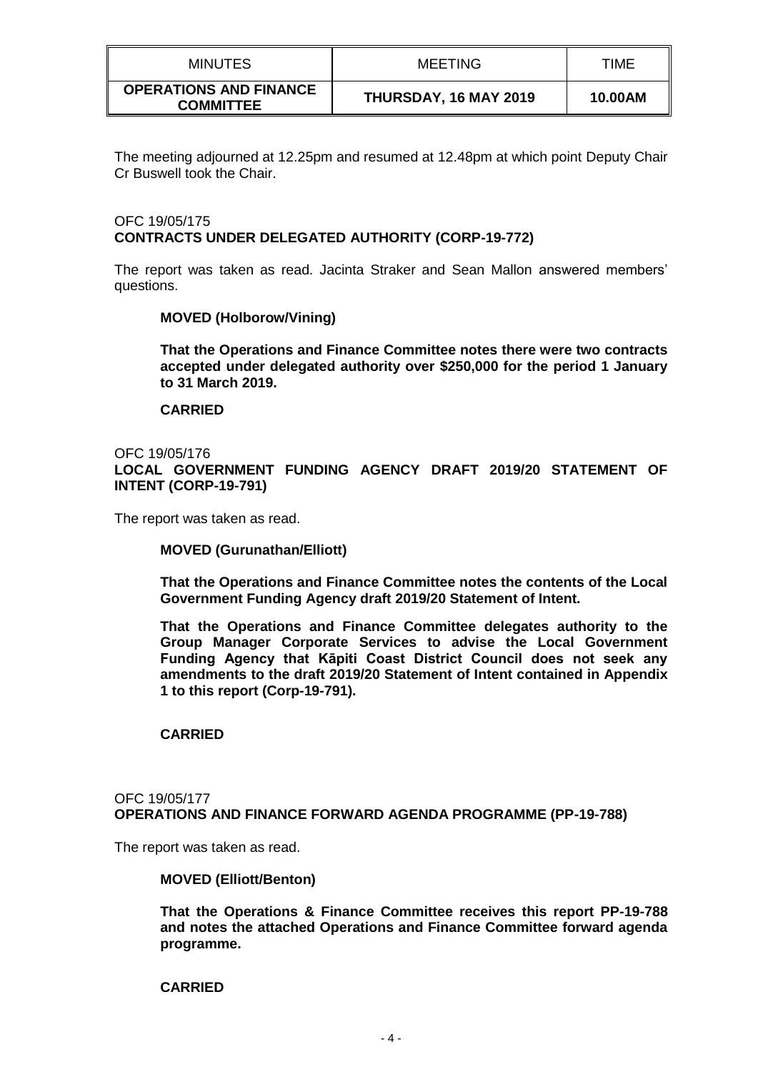The meeting adjourned at 12.25pm and resumed at 12.48pm at which point Deputy Chair Cr Buswell took the Chair.

OFC 19/05/175
**CONTRACTS UNDER DELEGATED AUTHORITY (CORP-19-772)**

The report was taken as read. Jacinta Straker and Sean Mallon answered members' questions.

**MOVED (Holborow/Vining)**

**That the Operations and Finance Committee notes there were two contracts accepted under delegated authority over $250,000 for the period 1 January to 31 March 2019.**

**CARRIED**

OFC 19/05/176
**LOCAL GOVERNMENT FUNDING AGENCY DRAFT 2019/20 STATEMENT OF INTENT (CORP-19-791)**

The report was taken as read.

**MOVED (Gurunathan/Elliott)**

**That the Operations and Finance Committee notes the contents of the Local Government Funding Agency draft 2019/20 Statement of Intent.**

**That the Operations and Finance Committee delegates authority to the Group Manager Corporate Services to advise the Local Government Funding Agency that Kāpiti Coast District Council does not seek any amendments to the draft 2019/20 Statement of Intent contained in Appendix 1 to this report (Corp-19-791).**

**CARRIED**

OFC 19/05/177
**OPERATIONS AND FINANCE FORWARD AGENDA PROGRAMME (PP-19-788)**

The report was taken as read.

**MOVED (Elliott/Benton)**

**That the Operations & Finance Committee receives this report PP-19-788 and notes the attached Operations and Finance Committee forward agenda programme.**

**CARRIED**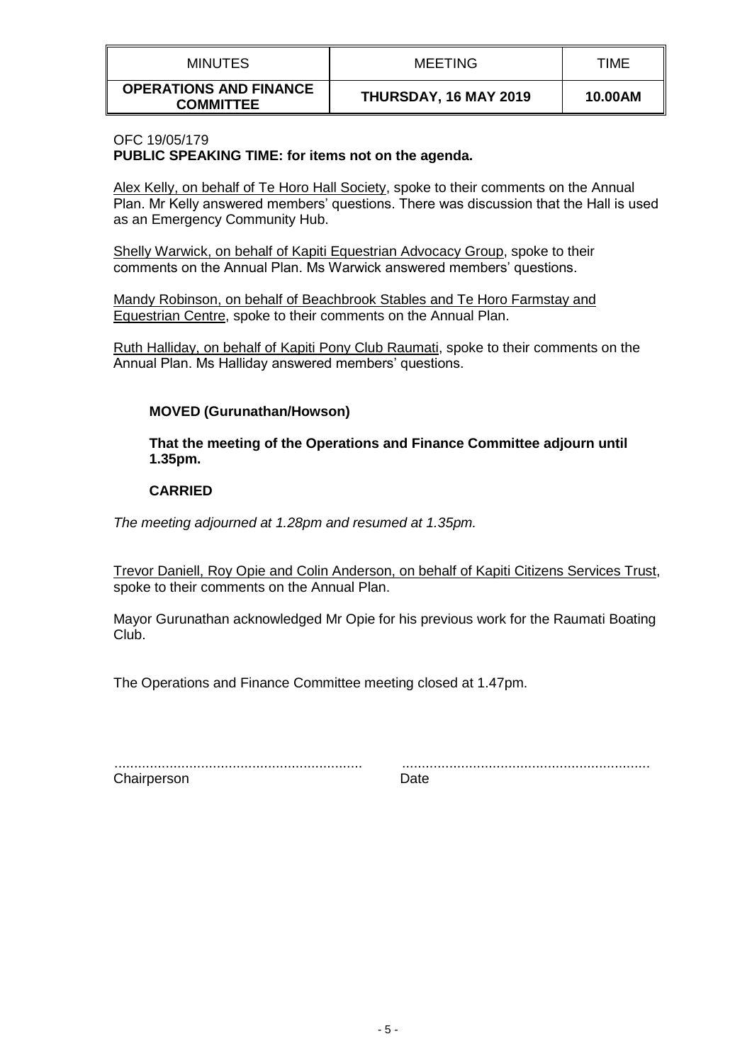| MINUTES | MEETING | TIME |
| --- | --- | --- |
| **OPERATIONS AND FINANCE COMMITTEE** | **THURSDAY, 16 MAY 2019** | **10.00AM** |

OFC 19/05/179
**PUBLIC SPEAKING TIME: for items not on the agenda.**

Alex Kelly, on behalf of Te Horo Hall Society, spoke to their comments on the Annual Plan. Mr Kelly answered members' questions. There was discussion that the Hall is used as an Emergency Community Hub.

Shelly Warwick, on behalf of Kapiti Equestrian Advocacy Group, spoke to their comments on the Annual Plan. Ms Warwick answered members' questions.

Mandy Robinson, on behalf of Beachbrook Stables and Te Horo Farmstay and Equestrian Centre, spoke to their comments on the Annual Plan.

Ruth Halliday, on behalf of Kapiti Pony Club Raumati, spoke to their comments on the Annual Plan. Ms Halliday answered members' questions.

**MOVED (Gurunathan/Howson)**

**That the meeting of the Operations and Finance Committee adjourn until 1.35pm.**

**CARRIED**

*The meeting adjourned at 1.28pm and resumed at 1.35pm.*

Trevor Daniell, Roy Opie and Colin Anderson, on behalf of Kapiti Citizens Services Trust, spoke to their comments on the Annual Plan.

Mayor Gurunathan acknowledged Mr Opie for his previous work for the Raumati Boating Club.

The Operations and Finance Committee meeting closed at 1.47pm.

............................................................... ...............................................................
Chairperson Date